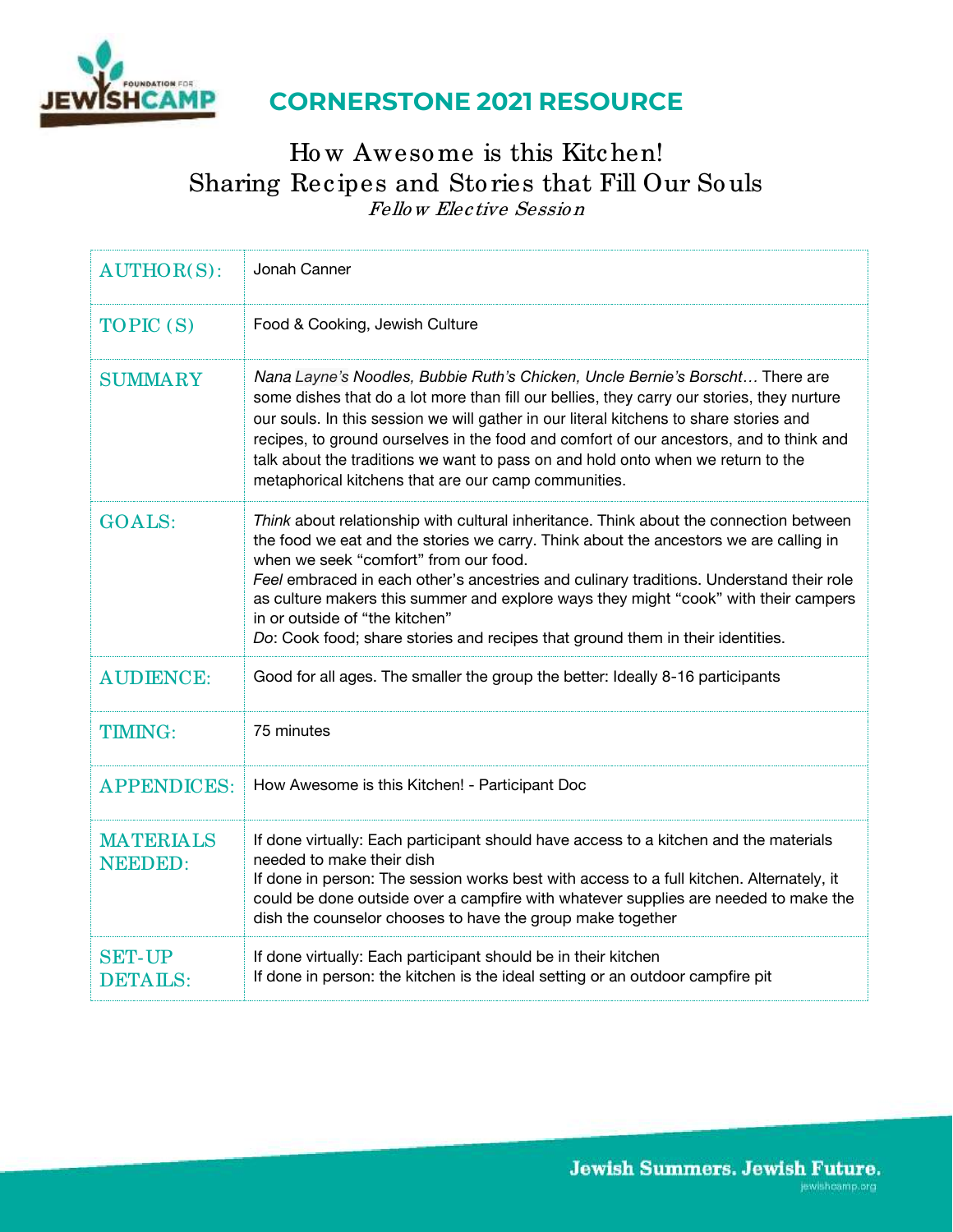# CORNERSTONE 2021 RESOURCE

## How Awesome is this Kitchen!
## Sharing Recipes and Stories that Fill Our Souls
*Fellow Elective Session*

| | |
|---|---|
| AUTHOR(S): | Jonah Canner |
| TOPIC (S) | Food & Cooking, Jewish Culture |
| SUMMARY | *Nana Layne's Noodles, Bubbie Ruth's Chicken, Uncle Bernie's Borscht…* There are some dishes that do a lot more than fill our bellies, they carry our stories, they nurture our souls. In this session we will gather in our literal kitchens to share stories and recipes, to ground ourselves in the food and comfort of our ancestors, and to think and talk about the traditions we want to pass on and hold onto when we return to the metaphorical kitchens that are our camp communities. |
| GOALS: | *Think* about relationship with cultural inheritance. Think about the connection between the food we eat and the stories we carry. Think about the ancestors we are calling in when we seek "comfort" from our food.<br>*Feel* embraced in each other's ancestries and culinary traditions. Understand their role as culture makers this summer and explore ways they might "cook" with their campers in or outside of "the kitchen"<br>*Do*: Cook food; share stories and recipes that ground them in their identities. |
| AUDIENCE: | Good for all ages. The smaller the group the better: Ideally 8-16 participants |
| TIMING: | 75 minutes |
| APPENDICES: | How Awesome is this Kitchen! - Participant Doc |
| MATERIALS NEEDED: | If done virtually: Each participant should have access to a kitchen and the materials needed to make their dish<br>If done in person: The session works best with access to a full kitchen. Alternately, it could be done outside over a campfire with whatever supplies are needed to make the dish the counselor chooses to have the group make together |
| SET-UP DETAILS: | If done virtually: Each participant should be in their kitchen<br>If done in person: the kitchen is the ideal setting or an outdoor campfire pit |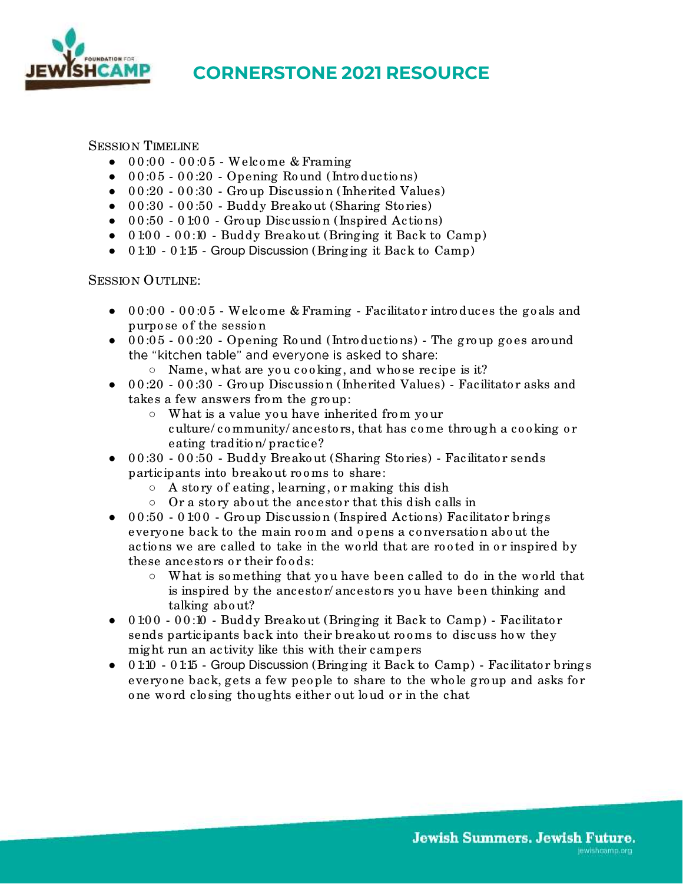# CORNERSTONE 2021 RESOURCE

SESSION TIMELINE

- 00:00 - 00:05 - Welcome & Framing
- 00:05 - 00:20 - Opening Round (Introductions)
- 00:20 - 00:30 - Group Discussion (Inherited Values)
- 00:30 - 00:50 - Buddy Breakout (Sharing Stories)
- 00:50 - 01:00 - Group Discussion (Inspired Actions)
- 01:00 - 00:10 - Buddy Breakout (Bringing it Back to Camp)
- 01:10 - 01:15 - Group Discussion (Bringing it Back to Camp)

SESSION OUTLINE:

- 00:00 - 00:05 - Welcome & Framing - Facilitator introduces the goals and purpose of the session
- 00:05 - 00:20 - Opening Round (Introductions) - The group goes around the "kitchen table" and everyone is asked to share:
  - Name, what are you cooking, and whose recipe is it?
- 00:20 - 00:30 - Group Discussion (Inherited Values) - Facilitator asks and takes a few answers from the group:
  - What is a value you have inherited from your culture/community/ancestors, that has come through a cooking or eating tradition/practice?
- 00:30 - 00:50 - Buddy Breakout (Sharing Stories) - Facilitator sends participants into breakout rooms to share:
  - A story of eating, learning, or making this dish
  - Or a story about the ancestor that this dish calls in
- 00:50 - 01:00 - Group Discussion (Inspired Actions) Facilitator brings everyone back to the main room and opens a conversation about the actions we are called to take in the world that are rooted in or inspired by these ancestors or their foods:
  - What is something that you have been called to do in the world that is inspired by the ancestor/ancestors you have been thinking and talking about?
- 01:00 - 00:10 - Buddy Breakout (Bringing it Back to Camp) - Facilitator sends participants back into their breakout rooms to discuss how they might run an activity like this with their campers
- 01:10 - 01:15 - Group Discussion (Bringing it Back to Camp) - Facilitator brings everyone back, gets a few people to share to the whole group and asks for one word closing thoughts either out loud or in the chat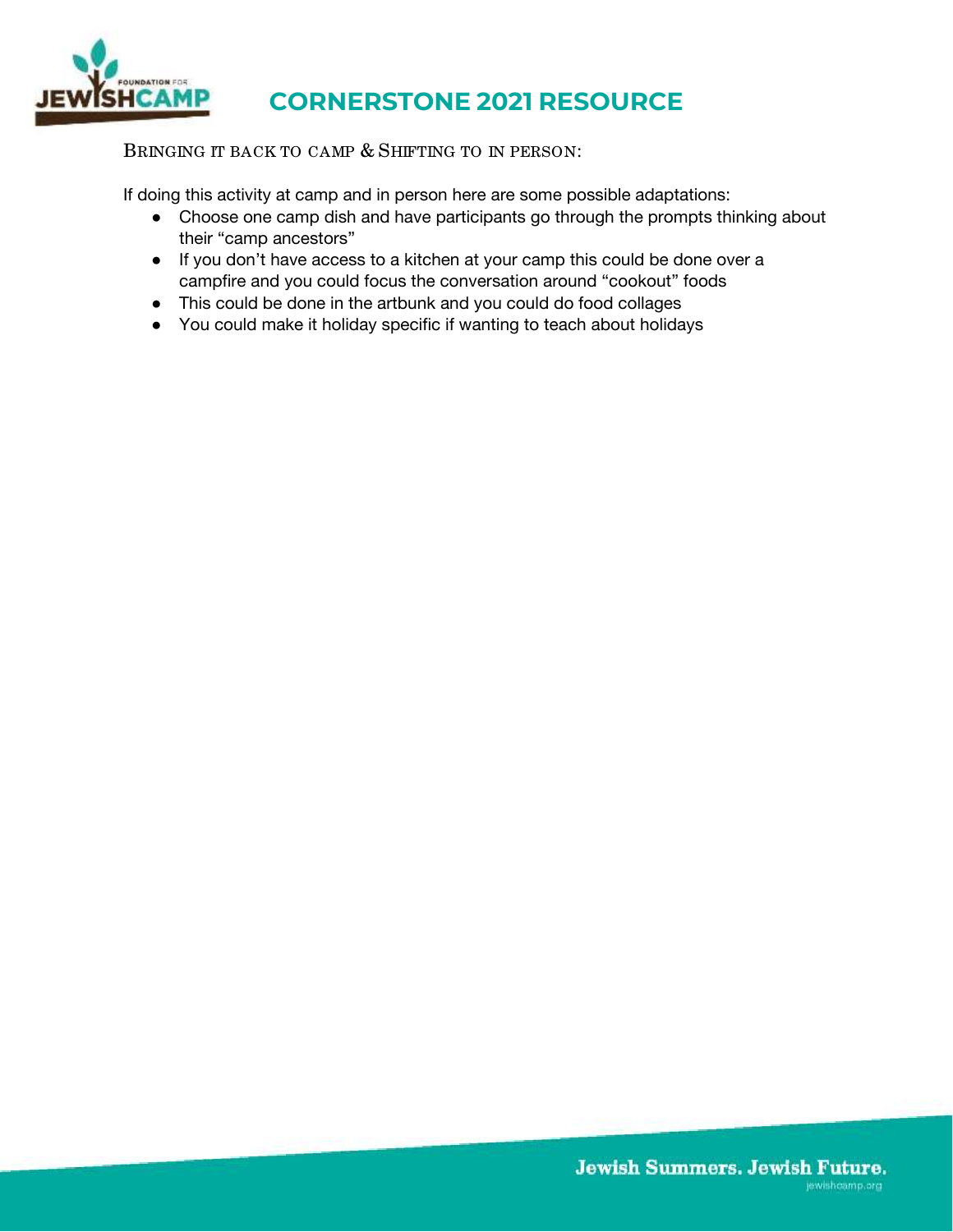Bringing it back to camp & Shifting to in person:

If doing this activity at camp and in person here are some possible adaptations:

- Choose one camp dish and have participants go through the prompts thinking about their “camp ancestors”
- If you don’t have access to a kitchen at your camp this could be done over a campfire and you could focus the conversation around “cookout” foods
- This could be done in the artbunk and you could do food collages
- You could make it holiday specific if wanting to teach about holidays